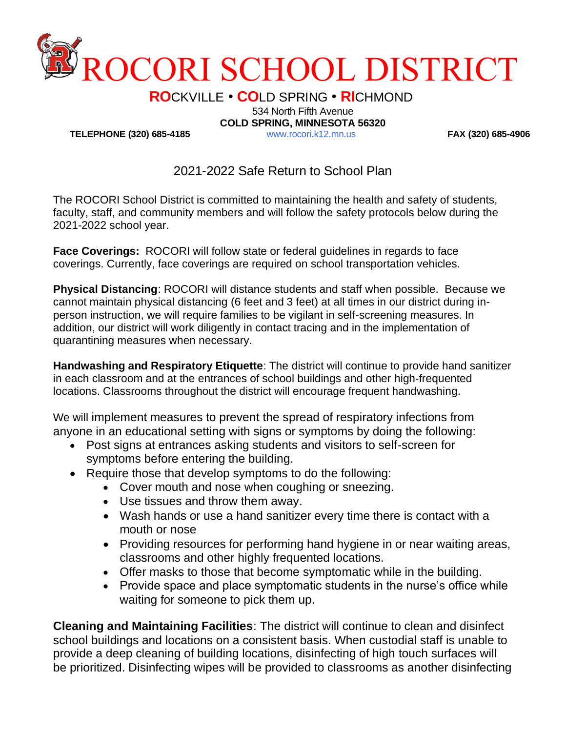# ROCORI SCHOOL DISTRICT

**RO**CKVILLE • **CO**LD SPRING • **RI**CHMOND

534 North Fifth Avenue
**COLD SPRING, MINNESOTA 56320**

**TELEPHONE (320) 685-4185** www.rocori.k12.mn.us **FAX (320) 685-4906**

## 2021-2022 Safe Return to School Plan

The ROCORI School District is committed to maintaining the health and safety of students, faculty, staff, and community members and will follow the safety protocols below during the 2021-2022 school year.

**Face Coverings:** ROCORI will follow state or federal guidelines in regards to face coverings. Currently, face coverings are required on school transportation vehicles.

**Physical Distancing**: ROCORI will distance students and staff when possible. Because we cannot maintain physical distancing (6 feet and 3 feet) at all times in our district during in-person instruction, we will require families to be vigilant in self-screening measures. In addition, our district will work diligently in contact tracing and in the implementation of quarantining measures when necessary.

**Handwashing and Respiratory Etiquette**: The district will continue to provide hand sanitizer in each classroom and at the entrances of school buildings and other high-frequented locations. Classrooms throughout the district will encourage frequent handwashing.

We will implement measures to prevent the spread of respiratory infections from anyone in an educational setting with signs or symptoms by doing the following:

- Post signs at entrances asking students and visitors to self-screen for symptoms before entering the building.
- Require those that develop symptoms to do the following:
  - Cover mouth and nose when coughing or sneezing.
  - Use tissues and throw them away.
  - Wash hands or use a hand sanitizer every time there is contact with a mouth or nose
  - Providing resources for performing hand hygiene in or near waiting areas, classrooms and other highly frequented locations.
  - Offer masks to those that become symptomatic while in the building.
  - Provide space and place symptomatic students in the nurse's office while waiting for someone to pick them up.

**Cleaning and Maintaining Facilities**: The district will continue to clean and disinfect school buildings and locations on a consistent basis. When custodial staff is unable to provide a deep cleaning of building locations, disinfecting of high touch surfaces will be prioritized. Disinfecting wipes will be provided to classrooms as another disinfecting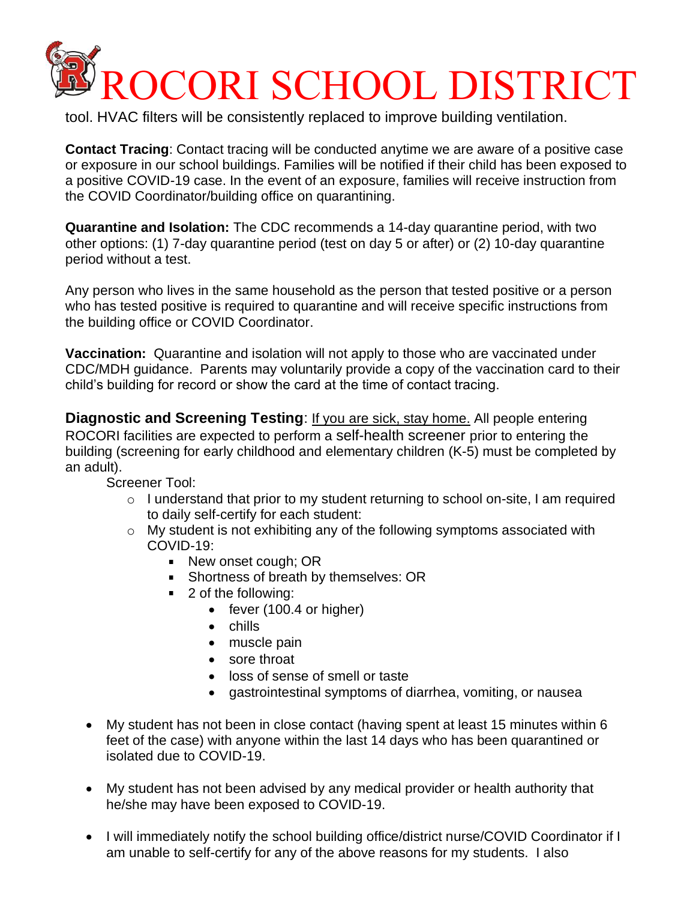tool. HVAC filters will be consistently replaced to improve building ventilation.

**Contact Tracing**: Contact tracing will be conducted anytime we are aware of a positive case or exposure in our school buildings. Families will be notified if their child has been exposed to a positive COVID-19 case. In the event of an exposure, families will receive instruction from the COVID Coordinator/building office on quarantining.

**Quarantine and Isolation:** The CDC recommends a 14-day quarantine period, with two other options: (1) 7-day quarantine period (test on day 5 or after) or (2) 10-day quarantine period without a test.

Any person who lives in the same household as the person that tested positive or a person who has tested positive is required to quarantine and will receive specific instructions from the building office or COVID Coordinator.

**Vaccination:** Quarantine and isolation will not apply to those who are vaccinated under CDC/MDH guidance. Parents may voluntarily provide a copy of the vaccination card to their child's building for record or show the card at the time of contact tracing.

**Diagnostic and Screening Testing**: <u>If you are sick, stay home.</u> All people entering ROCORI facilities are expected to perform a self-health screener prior to entering the building (screening for early childhood and elementary children (K-5) must be completed by an adult).

Screener Tool:

- I understand that prior to my student returning to school on-site, I am required to daily self-certify for each student:
- My student is not exhibiting any of the following symptoms associated with COVID-19:
  - New onset cough; OR
  - Shortness of breath by themselves: OR
  - 2 of the following:
    - fever (100.4 or higher)
    - chills
    - muscle pain
    - sore throat
    - loss of sense of smell or taste
    - gastrointestinal symptoms of diarrhea, vomiting, or nausea

- My student has not been in close contact (having spent at least 15 minutes within 6 feet of the case) with anyone within the last 14 days who has been quarantined or isolated due to COVID-19.
- My student has not been advised by any medical provider or health authority that he/she may have been exposed to COVID-19.
- I will immediately notify the school building office/district nurse/COVID Coordinator if I am unable to self-certify for any of the above reasons for my students. I also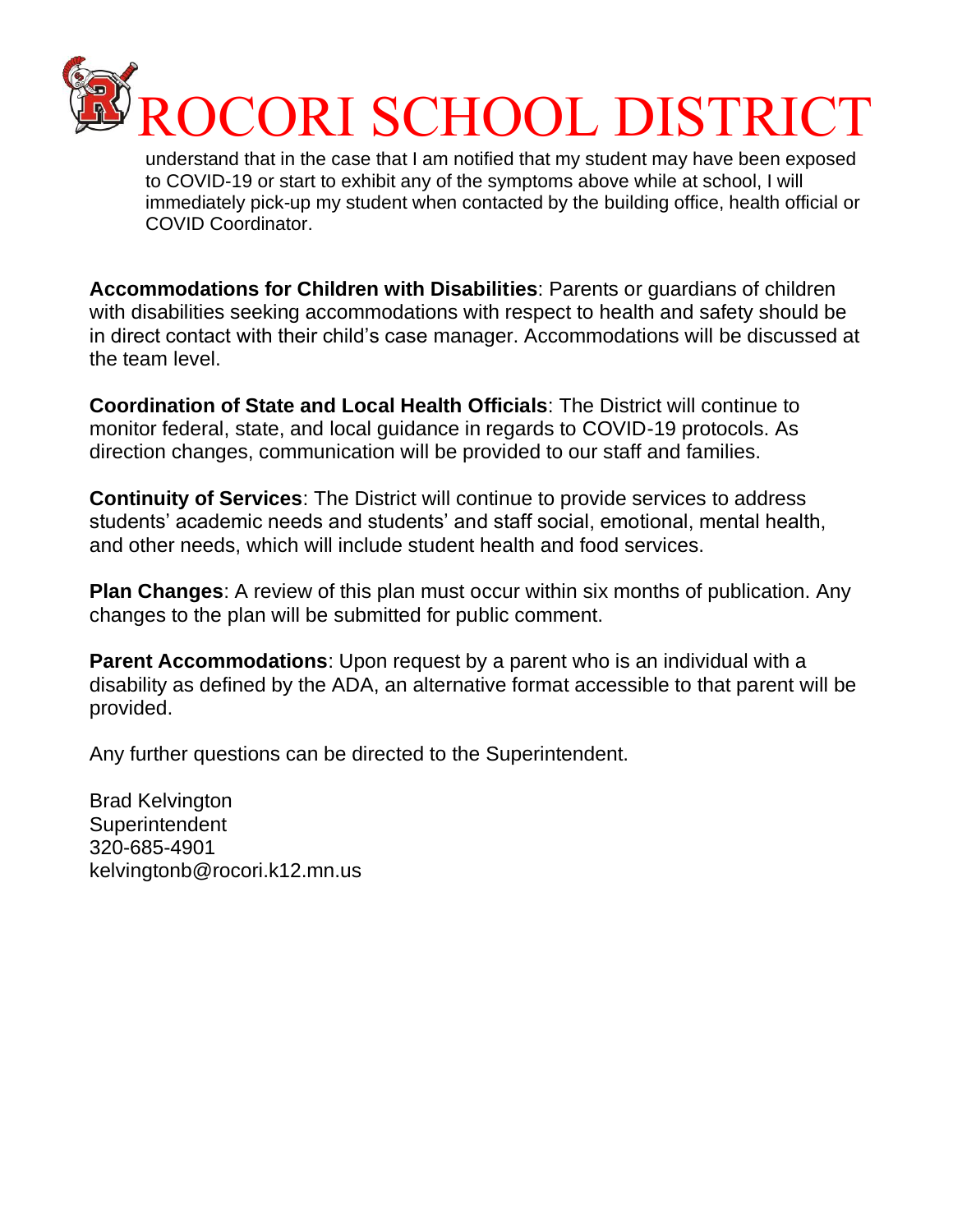understand that in the case that I am notified that my student may have been exposed to COVID-19 or start to exhibit any of the symptoms above while at school, I will immediately pick-up my student when contacted by the building office, health official or COVID Coordinator.

**Accommodations for Children with Disabilities**: Parents or guardians of children with disabilities seeking accommodations with respect to health and safety should be in direct contact with their child's case manager. Accommodations will be discussed at the team level.

**Coordination of State and Local Health Officials**: The District will continue to monitor federal, state, and local guidance in regards to COVID-19 protocols. As direction changes, communication will be provided to our staff and families.

**Continuity of Services**: The District will continue to provide services to address students' academic needs and students' and staff social, emotional, mental health, and other needs, which will include student health and food services.

**Plan Changes**: A review of this plan must occur within six months of publication. Any changes to the plan will be submitted for public comment.

**Parent Accommodations**: Upon request by a parent who is an individual with a disability as defined by the ADA, an alternative format accessible to that parent will be provided.

Any further questions can be directed to the Superintendent.

Brad Kelvington
Superintendent
320-685-4901
kelvingtonb@rocori.k12.mn.us